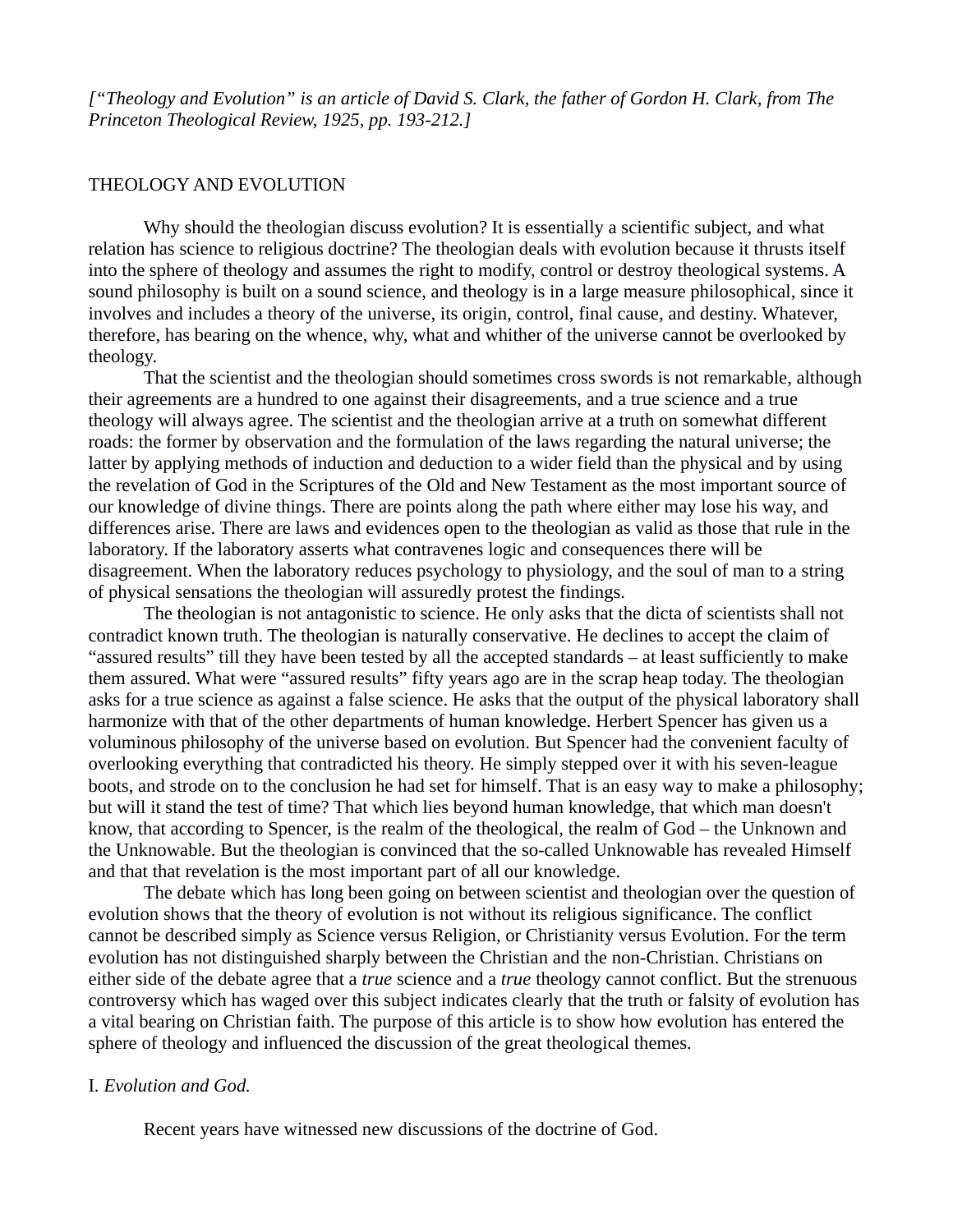*[“Theology and Evolution” is an article of David S. Clark, the father of Gordon H. Clark, from The Princeton Theological Review, 1925, pp. 193-212.]*

# THEOLOGY AND EVOLUTION

Why should the theologian discuss evolution? It is essentially a scientific subject, and what relation has science to religious doctrine? The theologian deals with evolution because it thrusts itself into the sphere of theology and assumes the right to modify, control or destroy theological systems. A sound philosophy is built on a sound science, and theology is in a large measure philosophical, since it involves and includes a theory of the universe, its origin, control, final cause, and destiny. Whatever, therefore, has bearing on the whence, why, what and whither of the universe cannot be overlooked by theology.

That the scientist and the theologian should sometimes cross swords is not remarkable, although their agreements are a hundred to one against their disagreements, and a true science and a true theology will always agree. The scientist and the theologian arrive at a truth on somewhat different roads: the former by observation and the formulation of the laws regarding the natural universe; the latter by applying methods of induction and deduction to a wider field than the physical and by using the revelation of God in the Scriptures of the Old and New Testament as the most important source of our knowledge of divine things. There are points along the path where either may lose his way, and differences arise. There are laws and evidences open to the theologian as valid as those that rule in the laboratory. If the laboratory asserts what contravenes logic and consequences there will be disagreement. When the laboratory reduces psychology to physiology, and the soul of man to a string of physical sensations the theologian will assuredly protest the findings.

The theologian is not antagonistic to science. He only asks that the dicta of scientists shall not contradict known truth. The theologian is naturally conservative. He declines to accept the claim of “assured results” till they have been tested by all the accepted standards – at least sufficiently to make them assured. What were “assured results” fifty years ago are in the scrap heap today. The theologian asks for a true science as against a false science. He asks that the output of the physical laboratory shall harmonize with that of the other departments of human knowledge. Herbert Spencer has given us a voluminous philosophy of the universe based on evolution. But Spencer had the convenient faculty of overlooking everything that contradicted his theory. He simply stepped over it with his seven-league boots, and strode on to the conclusion he had set for himself. That is an easy way to make a philosophy; but will it stand the test of time? That which lies beyond human knowledge, that which man doesn't know, that according to Spencer, is the realm of the theological, the realm of God – the Unknown and the Unknowable. But the theologian is convinced that the so-called Unknowable has revealed Himself and that that revelation is the most important part of all our knowledge.

The debate which has long been going on between scientist and theologian over the question of evolution shows that the theory of evolution is not without its religious significance. The conflict cannot be described simply as Science versus Religion, or Christianity versus Evolution. For the term evolution has not distinguished sharply between the Christian and the non-Christian. Christians on either side of the debate agree that a *true* science and a *true* theology cannot conflict. But the strenuous controversy which has waged over this subject indicates clearly that the truth or falsity of evolution has a vital bearing on Christian faith. The purpose of this article is to show how evolution has entered the sphere of theology and influenced the discussion of the great theological themes.

## I. *Evolution and God.*

Recent years have witnessed new discussions of the doctrine of God.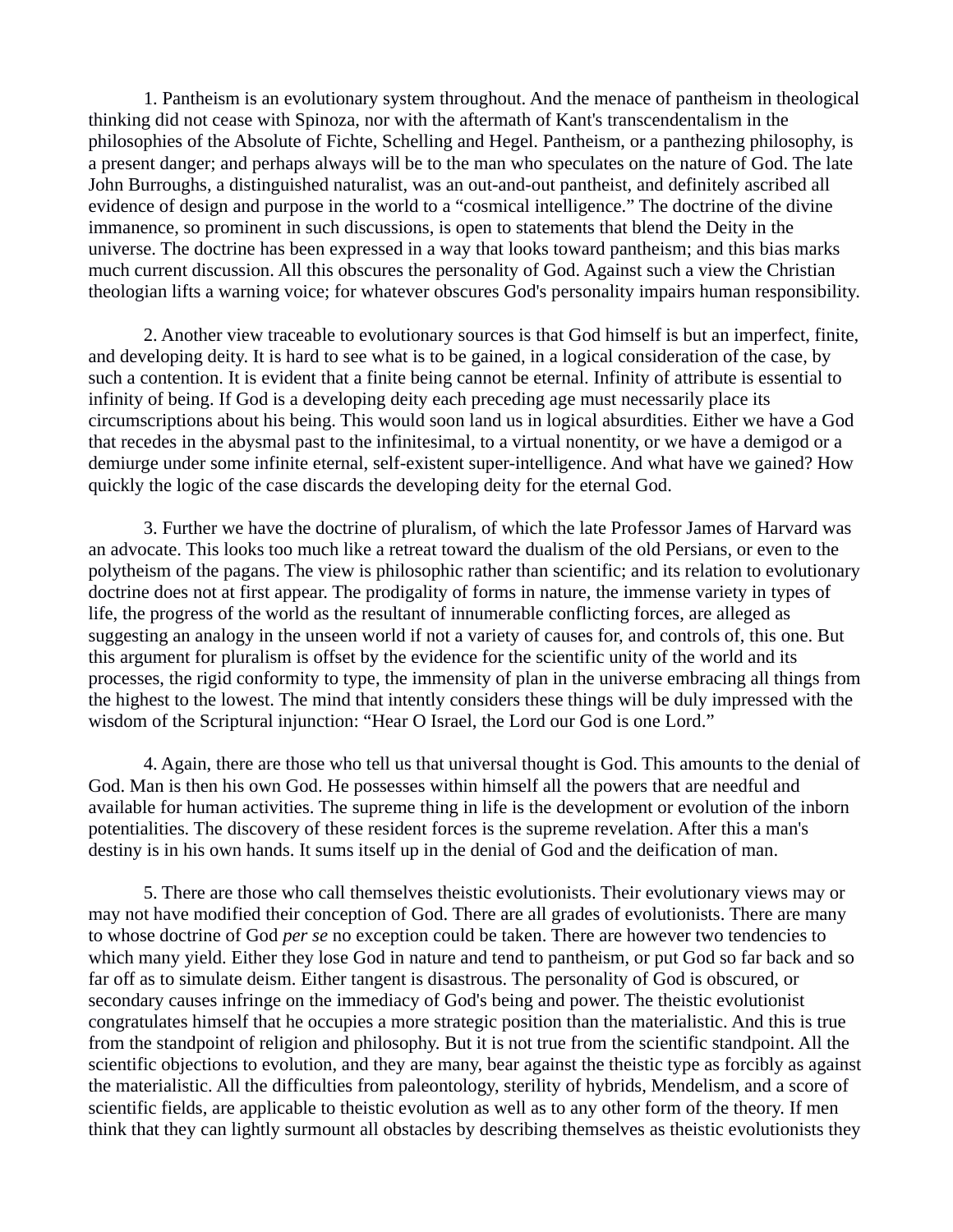1. Pantheism is an evolutionary system throughout. And the menace of pantheism in theological thinking did not cease with Spinoza, nor with the aftermath of Kant's transcendentalism in the philosophies of the Absolute of Fichte, Schelling and Hegel. Pantheism, or a panthezing philosophy, is a present danger; and perhaps always will be to the man who speculates on the nature of God. The late John Burroughs, a distinguished naturalist, was an out-and-out pantheist, and definitely ascribed all evidence of design and purpose in the world to a "cosmical intelligence." The doctrine of the divine immanence, so prominent in such discussions, is open to statements that blend the Deity in the universe. The doctrine has been expressed in a way that looks toward pantheism; and this bias marks much current discussion. All this obscures the personality of God. Against such a view the Christian theologian lifts a warning voice; for whatever obscures God's personality impairs human responsibility.

2. Another view traceable to evolutionary sources is that God himself is but an imperfect, finite, and developing deity. It is hard to see what is to be gained, in a logical consideration of the case, by such a contention. It is evident that a finite being cannot be eternal. Infinity of attribute is essential to infinity of being. If God is a developing deity each preceding age must necessarily place its circumscriptions about his being. This would soon land us in logical absurdities. Either we have a God that recedes in the abysmal past to the infinitesimal, to a virtual nonentity, or we have a demigod or a demiurge under some infinite eternal, self-existent super-intelligence. And what have we gained? How quickly the logic of the case discards the developing deity for the eternal God.

3. Further we have the doctrine of pluralism, of which the late Professor James of Harvard was an advocate. This looks too much like a retreat toward the dualism of the old Persians, or even to the polytheism of the pagans. The view is philosophic rather than scientific; and its relation to evolutionary doctrine does not at first appear. The prodigality of forms in nature, the immense variety in types of life, the progress of the world as the resultant of innumerable conflicting forces, are alleged as suggesting an analogy in the unseen world if not a variety of causes for, and controls of, this one. But this argument for pluralism is offset by the evidence for the scientific unity of the world and its processes, the rigid conformity to type, the immensity of plan in the universe embracing all things from the highest to the lowest. The mind that intently considers these things will be duly impressed with the wisdom of the Scriptural injunction: "Hear O Israel, the Lord our God is one Lord."

4. Again, there are those who tell us that universal thought is God. This amounts to the denial of God. Man is then his own God. He possesses within himself all the powers that are needful and available for human activities. The supreme thing in life is the development or evolution of the inborn potentialities. The discovery of these resident forces is the supreme revelation. After this a man's destiny is in his own hands. It sums itself up in the denial of God and the deification of man.

5. There are those who call themselves theistic evolutionists. Their evolutionary views may or may not have modified their conception of God. There are all grades of evolutionists. There are many to whose doctrine of God *per se* no exception could be taken. There are however two tendencies to which many yield. Either they lose God in nature and tend to pantheism, or put God so far back and so far off as to simulate deism. Either tangent is disastrous. The personality of God is obscured, or secondary causes infringe on the immediacy of God's being and power. The theistic evolutionist congratulates himself that he occupies a more strategic position than the materialistic. And this is true from the standpoint of religion and philosophy. But it is not true from the scientific standpoint. All the scientific objections to evolution, and they are many, bear against the theistic type as forcibly as against the materialistic. All the difficulties from paleontology, sterility of hybrids, Mendelism, and a score of scientific fields, are applicable to theistic evolution as well as to any other form of the theory. If men think that they can lightly surmount all obstacles by describing themselves as theistic evolutionists they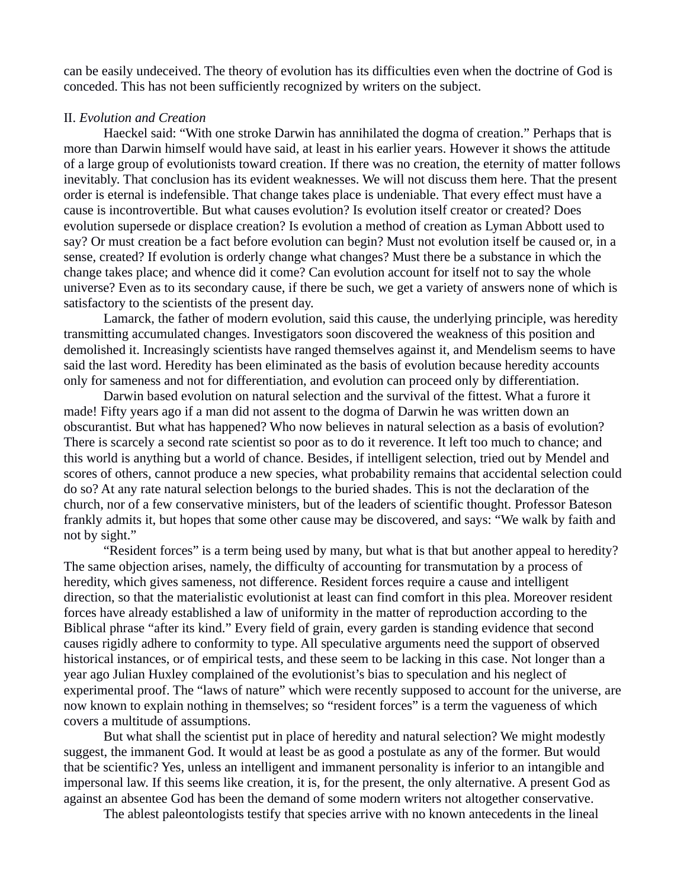can be easily undeceived. The theory of evolution has its difficulties even when the doctrine of God is conceded. This has not been sufficiently recognized by writers on the subject.

## II. *Evolution and Creation*

Haeckel said: “With one stroke Darwin has annihilated the dogma of creation.” Perhaps that is more than Darwin himself would have said, at least in his earlier years. However it shows the attitude of a large group of evolutionists toward creation. If there was no creation, the eternity of matter follows inevitably. That conclusion has its evident weaknesses. We will not discuss them here. That the present order is eternal is indefensible. That change takes place is undeniable. That every effect must have a cause is incontrovertible. But what causes evolution? Is evolution itself creator or created? Does evolution supersede or displace creation? Is evolution a method of creation as Lyman Abbott used to say? Or must creation be a fact before evolution can begin? Must not evolution itself be caused or, in a sense, created? If evolution is orderly change what changes? Must there be a substance in which the change takes place; and whence did it come? Can evolution account for itself not to say the whole universe? Even as to its secondary cause, if there be such, we get a variety of answers none of which is satisfactory to the scientists of the present day.

Lamarck, the father of modern evolution, said this cause, the underlying principle, was heredity transmitting accumulated changes. Investigators soon discovered the weakness of this position and demolished it. Increasingly scientists have ranged themselves against it, and Mendelism seems to have said the last word. Heredity has been eliminated as the basis of evolution because heredity accounts only for sameness and not for differentiation, and evolution can proceed only by differentiation.

Darwin based evolution on natural selection and the survival of the fittest. What a furore it made! Fifty years ago if a man did not assent to the dogma of Darwin he was written down an obscurantist. But what has happened? Who now believes in natural selection as a basis of evolution? There is scarcely a second rate scientist so poor as to do it reverence. It left too much to chance; and this world is anything but a world of chance. Besides, if intelligent selection, tried out by Mendel and scores of others, cannot produce a new species, what probability remains that accidental selection could do so? At any rate natural selection belongs to the buried shades. This is not the declaration of the church, nor of a few conservative ministers, but of the leaders of scientific thought. Professor Bateson frankly admits it, but hopes that some other cause may be discovered, and says: “We walk by faith and not by sight.”

“Resident forces” is a term being used by many, but what is that but another appeal to heredity? The same objection arises, namely, the difficulty of accounting for transmutation by a process of heredity, which gives sameness, not difference. Resident forces require a cause and intelligent direction, so that the materialistic evolutionist at least can find comfort in this plea. Moreover resident forces have already established a law of uniformity in the matter of reproduction according to the Biblical phrase “after its kind.” Every field of grain, every garden is standing evidence that second causes rigidly adhere to conformity to type. All speculative arguments need the support of observed historical instances, or of empirical tests, and these seem to be lacking in this case. Not longer than a year ago Julian Huxley complained of the evolutionist’s bias to speculation and his neglect of experimental proof. The “laws of nature” which were recently supposed to account for the universe, are now known to explain nothing in themselves; so “resident forces” is a term the vagueness of which covers a multitude of assumptions.

But what shall the scientist put in place of heredity and natural selection? We might modestly suggest, the immanent God. It would at least be as good a postulate as any of the former. But would that be scientific? Yes, unless an intelligent and immanent personality is inferior to an intangible and impersonal law. If this seems like creation, it is, for the present, the only alternative. A present God as against an absentee God has been the demand of some modern writers not altogether conservative.

The ablest paleontologists testify that species arrive with no known antecedents in the lineal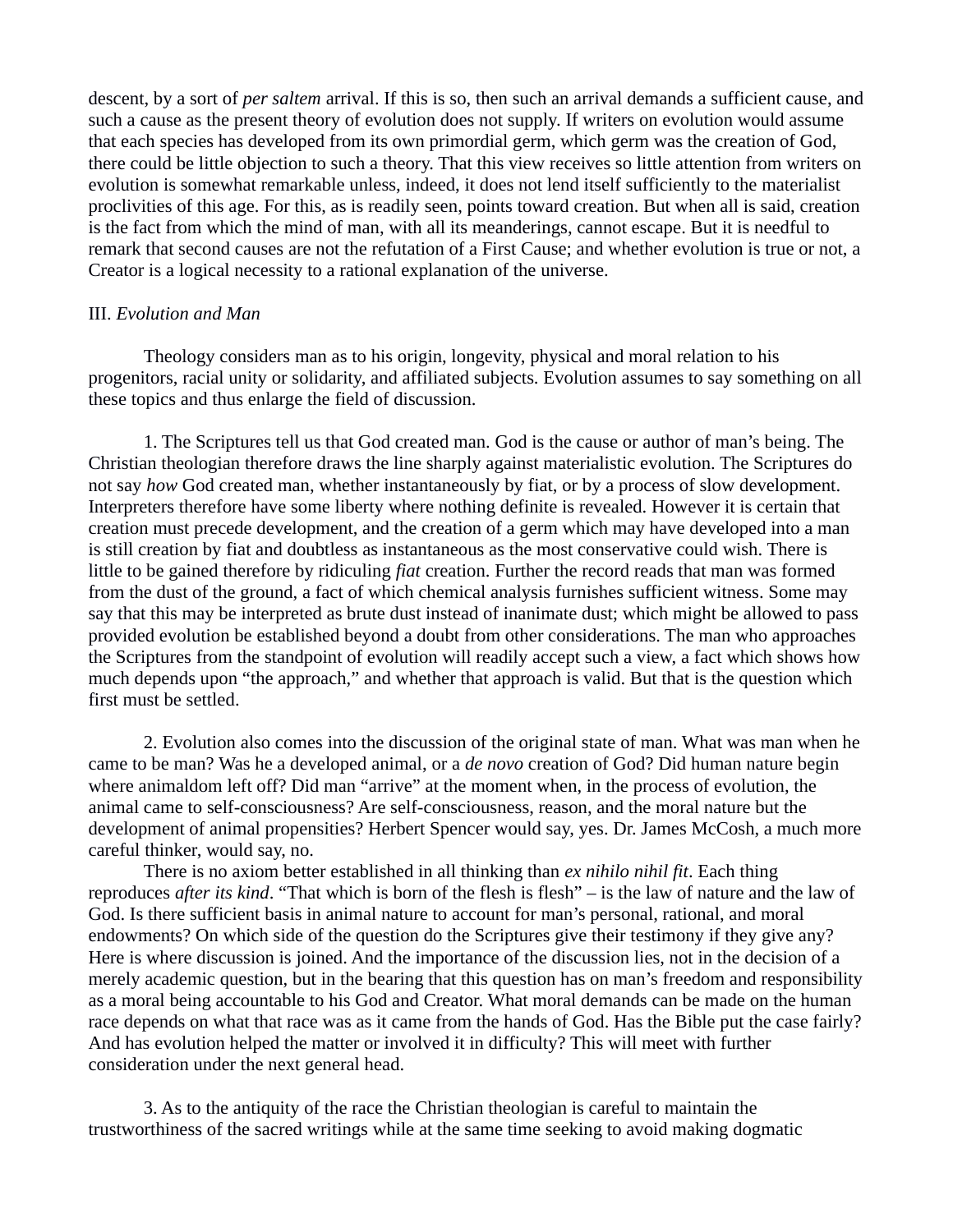descent, by a sort of *per saltem* arrival. If this is so, then such an arrival demands a sufficient cause, and such a cause as the present theory of evolution does not supply. If writers on evolution would assume that each species has developed from its own primordial germ, which germ was the creation of God, there could be little objection to such a theory. That this view receives so little attention from writers on evolution is somewhat remarkable unless, indeed, it does not lend itself sufficiently to the materialist proclivities of this age. For this, as is readily seen, points toward creation. But when all is said, creation is the fact from which the mind of man, with all its meanderings, cannot escape. But it is needful to remark that second causes are not the refutation of a First Cause; and whether evolution is true or not, a Creator is a logical necessity to a rational explanation of the universe.

III. *Evolution and Man*

Theology considers man as to his origin, longevity, physical and moral relation to his progenitors, racial unity or solidarity, and affiliated subjects. Evolution assumes to say something on all these topics and thus enlarge the field of discussion.

1. The Scriptures tell us that God created man. God is the cause or author of man's being. The Christian theologian therefore draws the line sharply against materialistic evolution. The Scriptures do not say *how* God created man, whether instantaneously by fiat, or by a process of slow development. Interpreters therefore have some liberty where nothing definite is revealed. However it is certain that creation must precede development, and the creation of a germ which may have developed into a man is still creation by fiat and doubtless as instantaneous as the most conservative could wish. There is little to be gained therefore by ridiculing *fiat* creation. Further the record reads that man was formed from the dust of the ground, a fact of which chemical analysis furnishes sufficient witness. Some may say that this may be interpreted as brute dust instead of inanimate dust; which might be allowed to pass provided evolution be established beyond a doubt from other considerations. The man who approaches the Scriptures from the standpoint of evolution will readily accept such a view, a fact which shows how much depends upon "the approach," and whether that approach is valid. But that is the question which first must be settled.

2. Evolution also comes into the discussion of the original state of man. What was man when he came to be man? Was he a developed animal, or a *de novo* creation of God? Did human nature begin where animaldom left off? Did man "arrive" at the moment when, in the process of evolution, the animal came to self-consciousness? Are self-consciousness, reason, and the moral nature but the development of animal propensities? Herbert Spencer would say, yes. Dr. James McCosh, a much more careful thinker, would say, no.

There is no axiom better established in all thinking than *ex nihilo nihil fit*. Each thing reproduces *after its kind*. "That which is born of the flesh is flesh" – is the law of nature and the law of God. Is there sufficient basis in animal nature to account for man's personal, rational, and moral endowments? On which side of the question do the Scriptures give their testimony if they give any? Here is where discussion is joined. And the importance of the discussion lies, not in the decision of a merely academic question, but in the bearing that this question has on man's freedom and responsibility as a moral being accountable to his God and Creator. What moral demands can be made on the human race depends on what that race was as it came from the hands of God. Has the Bible put the case fairly? And has evolution helped the matter or involved it in difficulty? This will meet with further consideration under the next general head.

3. As to the antiquity of the race the Christian theologian is careful to maintain the trustworthiness of the sacred writings while at the same time seeking to avoid making dogmatic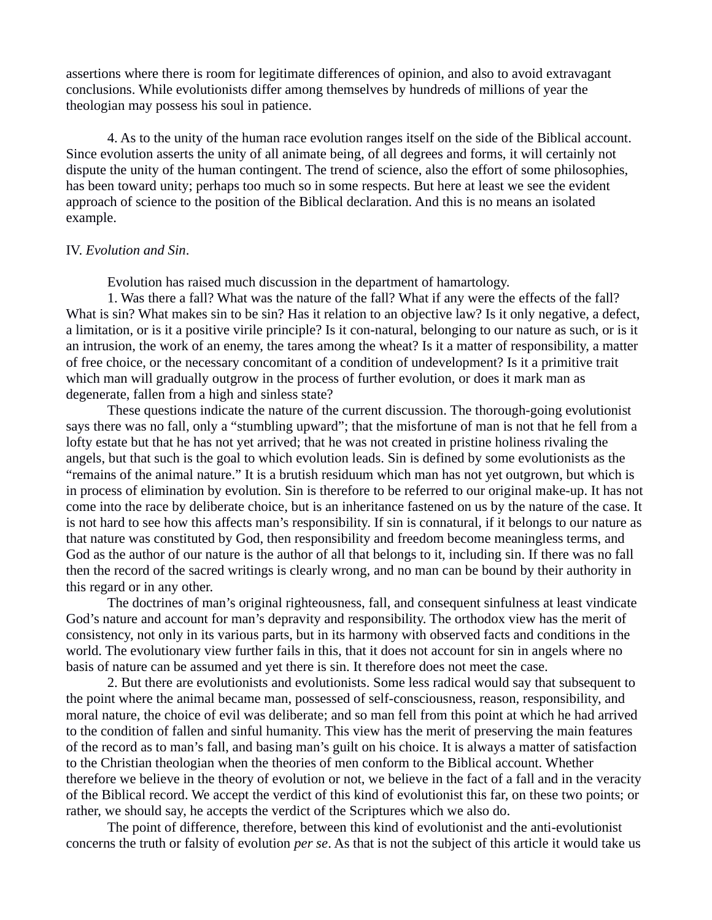assertions where there is room for legitimate differences of opinion, and also to avoid extravagant conclusions. While evolutionists differ among themselves by hundreds of millions of year the theologian may possess his soul in patience.

4. As to the unity of the human race evolution ranges itself on the side of the Biblical account. Since evolution asserts the unity of all animate being, of all degrees and forms, it will certainly not dispute the unity of the human contingent. The trend of science, also the effort of some philosophies, has been toward unity; perhaps too much so in some respects. But here at least we see the evident approach of science to the position of the Biblical declaration. And this is no means an isolated example.

IV. *Evolution and Sin*.

Evolution has raised much discussion in the department of hamartology.

1. Was there a fall? What was the nature of the fall? What if any were the effects of the fall? What is sin? What makes sin to be sin? Has it relation to an objective law? Is it only negative, a defect, a limitation, or is it a positive virile principle? Is it con-natural, belonging to our nature as such, or is it an intrusion, the work of an enemy, the tares among the wheat? Is it a matter of responsibility, a matter of free choice, or the necessary concomitant of a condition of undevelopment? Is it a primitive trait which man will gradually outgrow in the process of further evolution, or does it mark man as degenerate, fallen from a high and sinless state?

These questions indicate the nature of the current discussion. The thorough-going evolutionist says there was no fall, only a "stumbling upward"; that the misfortune of man is not that he fell from a lofty estate but that he has not yet arrived; that he was not created in pristine holiness rivaling the angels, but that such is the goal to which evolution leads. Sin is defined by some evolutionists as the "remains of the animal nature." It is a brutish residuum which man has not yet outgrown, but which is in process of elimination by evolution. Sin is therefore to be referred to our original make-up. It has not come into the race by deliberate choice, but is an inheritance fastened on us by the nature of the case. It is not hard to see how this affects man's responsibility. If sin is connatural, if it belongs to our nature as that nature was constituted by God, then responsibility and freedom become meaningless terms, and God as the author of our nature is the author of all that belongs to it, including sin. If there was no fall then the record of the sacred writings is clearly wrong, and no man can be bound by their authority in this regard or in any other.

The doctrines of man's original righteousness, fall, and consequent sinfulness at least vindicate God's nature and account for man's depravity and responsibility. The orthodox view has the merit of consistency, not only in its various parts, but in its harmony with observed facts and conditions in the world. The evolutionary view further fails in this, that it does not account for sin in angels where no basis of nature can be assumed and yet there is sin. It therefore does not meet the case.

2. But there are evolutionists and evolutionists. Some less radical would say that subsequent to the point where the animal became man, possessed of self-consciousness, reason, responsibility, and moral nature, the choice of evil was deliberate; and so man fell from this point at which he had arrived to the condition of fallen and sinful humanity. This view has the merit of preserving the main features of the record as to man's fall, and basing man's guilt on his choice. It is always a matter of satisfaction to the Christian theologian when the theories of men conform to the Biblical account. Whether therefore we believe in the theory of evolution or not, we believe in the fact of a fall and in the veracity of the Biblical record. We accept the verdict of this kind of evolutionist this far, on these two points; or rather, we should say, he accepts the verdict of the Scriptures which we also do.

The point of difference, therefore, between this kind of evolutionist and the anti-evolutionist concerns the truth or falsity of evolution *per se*. As that is not the subject of this article it would take us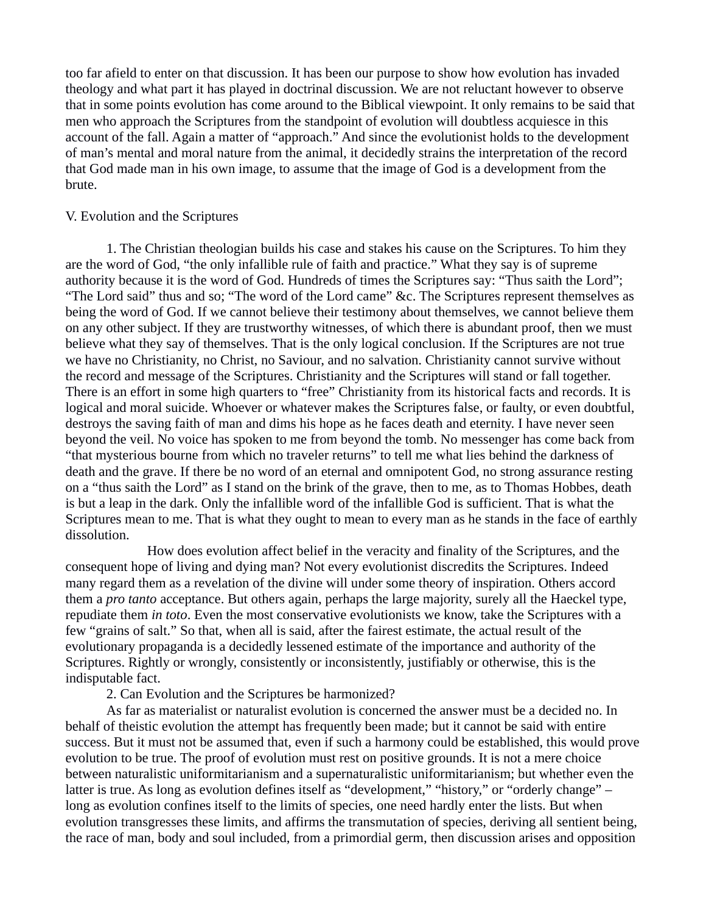too far afield to enter on that discussion. It has been our purpose to show how evolution has invaded theology and what part it has played in doctrinal discussion. We are not reluctant however to observe that in some points evolution has come around to the Biblical viewpoint. It only remains to be said that men who approach the Scriptures from the standpoint of evolution will doubtless acquiesce in this account of the fall. Again a matter of "approach." And since the evolutionist holds to the development of man's mental and moral nature from the animal, it decidedly strains the interpretation of the record that God made man in his own image, to assume that the image of God is a development from the brute.

## V. Evolution and the Scriptures

1. The Christian theologian builds his case and stakes his cause on the Scriptures. To him they are the word of God, "the only infallible rule of faith and practice." What they say is of supreme authority because it is the word of God. Hundreds of times the Scriptures say: "Thus saith the Lord"; "The Lord said" thus and so; "The word of the Lord came" &c. The Scriptures represent themselves as being the word of God. If we cannot believe their testimony about themselves, we cannot believe them on any other subject. If they are trustworthy witnesses, of which there is abundant proof, then we must believe what they say of themselves. That is the only logical conclusion. If the Scriptures are not true we have no Christianity, no Christ, no Saviour, and no salvation. Christianity cannot survive without the record and message of the Scriptures. Christianity and the Scriptures will stand or fall together. There is an effort in some high quarters to "free" Christianity from its historical facts and records. It is logical and moral suicide. Whoever or whatever makes the Scriptures false, or faulty, or even doubtful, destroys the saving faith of man and dims his hope as he faces death and eternity. I have never seen beyond the veil. No voice has spoken to me from beyond the tomb. No messenger has come back from "that mysterious bourne from which no traveler returns" to tell me what lies behind the darkness of death and the grave. If there be no word of an eternal and omnipotent God, no strong assurance resting on a "thus saith the Lord" as I stand on the brink of the grave, then to me, as to Thomas Hobbes, death is but a leap in the dark. Only the infallible word of the infallible God is sufficient. That is what the Scriptures mean to me. That is what they ought to mean to every man as he stands in the face of earthly dissolution.

How does evolution affect belief in the veracity and finality of the Scriptures, and the consequent hope of living and dying man? Not every evolutionist discredits the Scriptures. Indeed many regard them as a revelation of the divine will under some theory of inspiration. Others accord them a *pro tanto* acceptance. But others again, perhaps the large majority, surely all the Haeckel type, repudiate them *in toto*. Even the most conservative evolutionists we know, take the Scriptures with a few "grains of salt." So that, when all is said, after the fairest estimate, the actual result of the evolutionary propaganda is a decidedly lessened estimate of the importance and authority of the Scriptures. Rightly or wrongly, consistently or inconsistently, justifiably or otherwise, this is the indisputable fact.

2. Can Evolution and the Scriptures be harmonized?

As far as materialist or naturalist evolution is concerned the answer must be a decided no. In behalf of theistic evolution the attempt has frequently been made; but it cannot be said with entire success. But it must not be assumed that, even if such a harmony could be established, this would prove evolution to be true. The proof of evolution must rest on positive grounds. It is not a mere choice between naturalistic uniformitarianism and a supernaturalistic uniformitarianism; but whether even the latter is true. As long as evolution defines itself as "development," "history," or "orderly change" – long as evolution confines itself to the limits of species, one need hardly enter the lists. But when evolution transgresses these limits, and affirms the transmutation of species, deriving all sentient being, the race of man, body and soul included, from a primordial germ, then discussion arises and opposition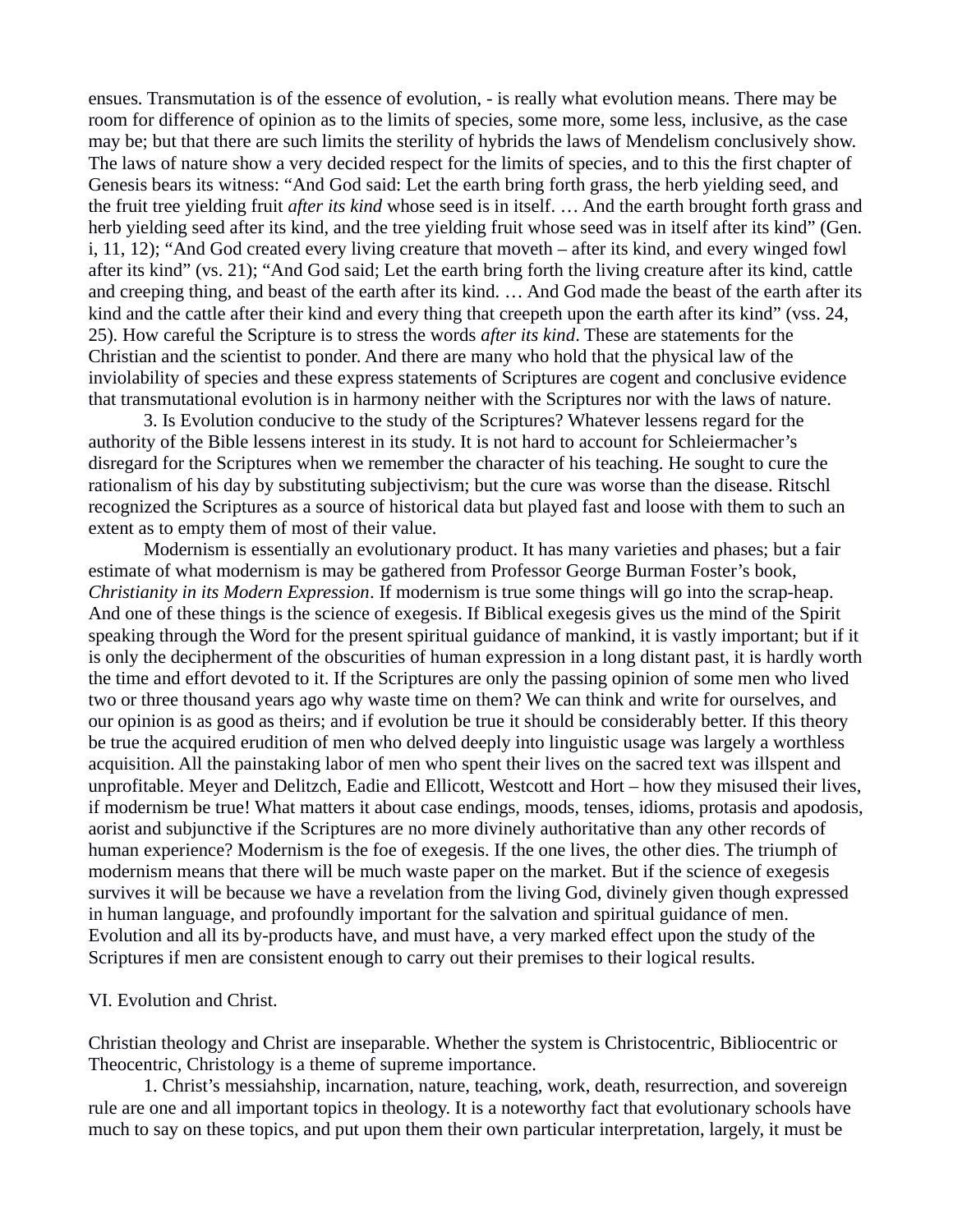ensues. Transmutation is of the essence of evolution, - is really what evolution means. There may be room for difference of opinion as to the limits of species, some more, some less, inclusive, as the case may be; but that there are such limits the sterility of hybrids the laws of Mendelism conclusively show. The laws of nature show a very decided respect for the limits of species, and to this the first chapter of Genesis bears its witness: "And God said: Let the earth bring forth grass, the herb yielding seed, and the fruit tree yielding fruit *after its kind* whose seed is in itself. … And the earth brought forth grass and herb yielding seed after its kind, and the tree yielding fruit whose seed was in itself after its kind" (Gen. i, 11, 12); "And God created every living creature that moveth – after its kind, and every winged fowl after its kind" (vs. 21); "And God said; Let the earth bring forth the living creature after its kind, cattle and creeping thing, and beast of the earth after its kind. … And God made the beast of the earth after its kind and the cattle after their kind and every thing that creepeth upon the earth after its kind" (vss. 24, 25). How careful the Scripture is to stress the words *after its kind*. These are statements for the Christian and the scientist to ponder. And there are many who hold that the physical law of the inviolability of species and these express statements of Scriptures are cogent and conclusive evidence that transmutational evolution is in harmony neither with the Scriptures nor with the laws of nature.

3. Is Evolution conducive to the study of the Scriptures? Whatever lessens regard for the authority of the Bible lessens interest in its study. It is not hard to account for Schleiermacher's disregard for the Scriptures when we remember the character of his teaching. He sought to cure the rationalism of his day by substituting subjectivism; but the cure was worse than the disease. Ritschl recognized the Scriptures as a source of historical data but played fast and loose with them to such an extent as to empty them of most of their value.

Modernism is essentially an evolutionary product. It has many varieties and phases; but a fair estimate of what modernism is may be gathered from Professor George Burman Foster's book, *Christianity in its Modern Expression*. If modernism is true some things will go into the scrap-heap. And one of these things is the science of exegesis. If Biblical exegesis gives us the mind of the Spirit speaking through the Word for the present spiritual guidance of mankind, it is vastly important; but if it is only the decipherment of the obscurities of human expression in a long distant past, it is hardly worth the time and effort devoted to it. If the Scriptures are only the passing opinion of some men who lived two or three thousand years ago why waste time on them? We can think and write for ourselves, and our opinion is as good as theirs; and if evolution be true it should be considerably better. If this theory be true the acquired erudition of men who delved deeply into linguistic usage was largely a worthless acquisition. All the painstaking labor of men who spent their lives on the sacred text was illspent and unprofitable. Meyer and Delitzch, Eadie and Ellicott, Westcott and Hort – how they misused their lives, if modernism be true! What matters it about case endings, moods, tenses, idioms, protasis and apodosis, aorist and subjunctive if the Scriptures are no more divinely authoritative than any other records of human experience? Modernism is the foe of exegesis. If the one lives, the other dies. The triumph of modernism means that there will be much waste paper on the market. But if the science of exegesis survives it will be because we have a revelation from the living God, divinely given though expressed in human language, and profoundly important for the salvation and spiritual guidance of men. Evolution and all its by-products have, and must have, a very marked effect upon the study of the Scriptures if men are consistent enough to carry out their premises to their logical results.

## VI. Evolution and Christ.

Christian theology and Christ are inseparable. Whether the system is Christocentric, Bibliocentric or Theocentric, Christology is a theme of supreme importance.

1. Christ's messiahship, incarnation, nature, teaching, work, death, resurrection, and sovereign rule are one and all important topics in theology. It is a noteworthy fact that evolutionary schools have much to say on these topics, and put upon them their own particular interpretation, largely, it must be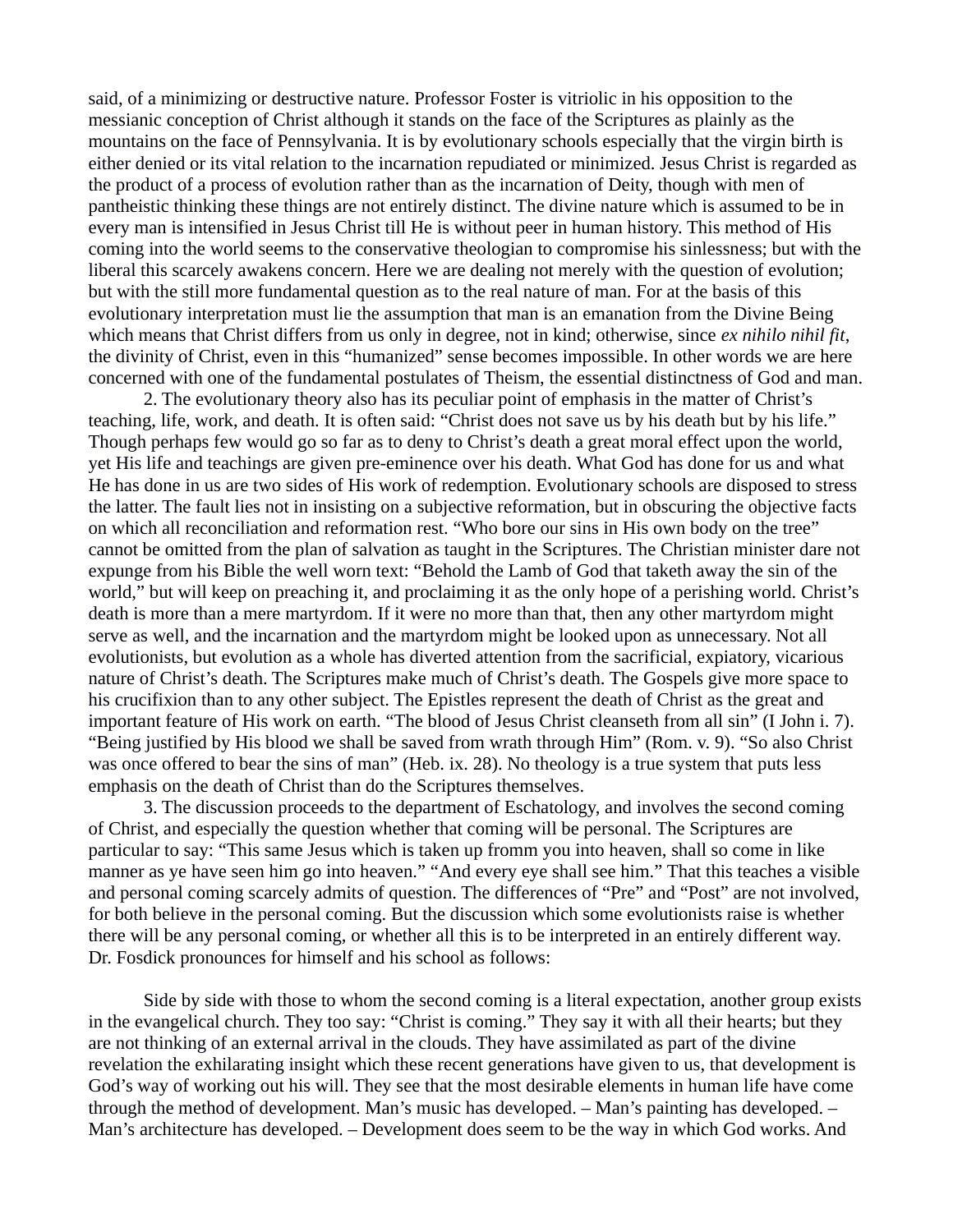said, of a minimizing or destructive nature. Professor Foster is vitriolic in his opposition to the messianic conception of Christ although it stands on the face of the Scriptures as plainly as the mountains on the face of Pennsylvania. It is by evolutionary schools especially that the virgin birth is either denied or its vital relation to the incarnation repudiated or minimized. Jesus Christ is regarded as the product of a process of evolution rather than as the incarnation of Deity, though with men of pantheistic thinking these things are not entirely distinct. The divine nature which is assumed to be in every man is intensified in Jesus Christ till He is without peer in human history. This method of His coming into the world seems to the conservative theologian to compromise his sinlessness; but with the liberal this scarcely awakens concern. Here we are dealing not merely with the question of evolution; but with the still more fundamental question as to the real nature of man. For at the basis of this evolutionary interpretation must lie the assumption that man is an emanation from the Divine Being which means that Christ differs from us only in degree, not in kind; otherwise, since *ex nihilo nihil fit*, the divinity of Christ, even in this "humanized" sense becomes impossible. In other words we are here concerned with one of the fundamental postulates of Theism, the essential distinctness of God and man.

2. The evolutionary theory also has its peculiar point of emphasis in the matter of Christ's teaching, life, work, and death. It is often said: "Christ does not save us by his death but by his life." Though perhaps few would go so far as to deny to Christ's death a great moral effect upon the world, yet His life and teachings are given pre-eminence over his death. What God has done for us and what He has done in us are two sides of His work of redemption. Evolutionary schools are disposed to stress the latter. The fault lies not in insisting on a subjective reformation, but in obscuring the objective facts on which all reconciliation and reformation rest. "Who bore our sins in His own body on the tree" cannot be omitted from the plan of salvation as taught in the Scriptures. The Christian minister dare not expunge from his Bible the well worn text: "Behold the Lamb of God that taketh away the sin of the world," but will keep on preaching it, and proclaiming it as the only hope of a perishing world. Christ's death is more than a mere martyrdom. If it were no more than that, then any other martyrdom might serve as well, and the incarnation and the martyrdom might be looked upon as unnecessary. Not all evolutionists, but evolution as a whole has diverted attention from the sacrificial, expiatory, vicarious nature of Christ's death. The Scriptures make much of Christ's death. The Gospels give more space to his crucifixion than to any other subject. The Epistles represent the death of Christ as the great and important feature of His work on earth. "The blood of Jesus Christ cleanseth from all sin" (I John i. 7). "Being justified by His blood we shall be saved from wrath through Him" (Rom. v. 9). "So also Christ was once offered to bear the sins of man" (Heb. ix. 28). No theology is a true system that puts less emphasis on the death of Christ than do the Scriptures themselves.

3. The discussion proceeds to the department of Eschatology, and involves the second coming of Christ, and especially the question whether that coming will be personal. The Scriptures are particular to say: "This same Jesus which is taken up fromm you into heaven, shall so come in like manner as ye have seen him go into heaven." "And every eye shall see him." That this teaches a visible and personal coming scarcely admits of question. The differences of "Pre" and "Post" are not involved, for both believe in the personal coming. But the discussion which some evolutionists raise is whether there will be any personal coming, or whether all this is to be interpreted in an entirely different way. Dr. Fosdick pronounces for himself and his school as follows:

> Side by side with those to whom the second coming is a literal expectation, another group exists in the evangelical church. They too say: "Christ is coming." They say it with all their hearts; but they are not thinking of an external arrival in the clouds. They have assimilated as part of the divine revelation the exhilarating insight which these recent generations have given to us, that development is God's way of working out his will. They see that the most desirable elements in human life have come through the method of development. Man's music has developed. – Man's painting has developed. – Man's architecture has developed. – Development does seem to be the way in which God works. And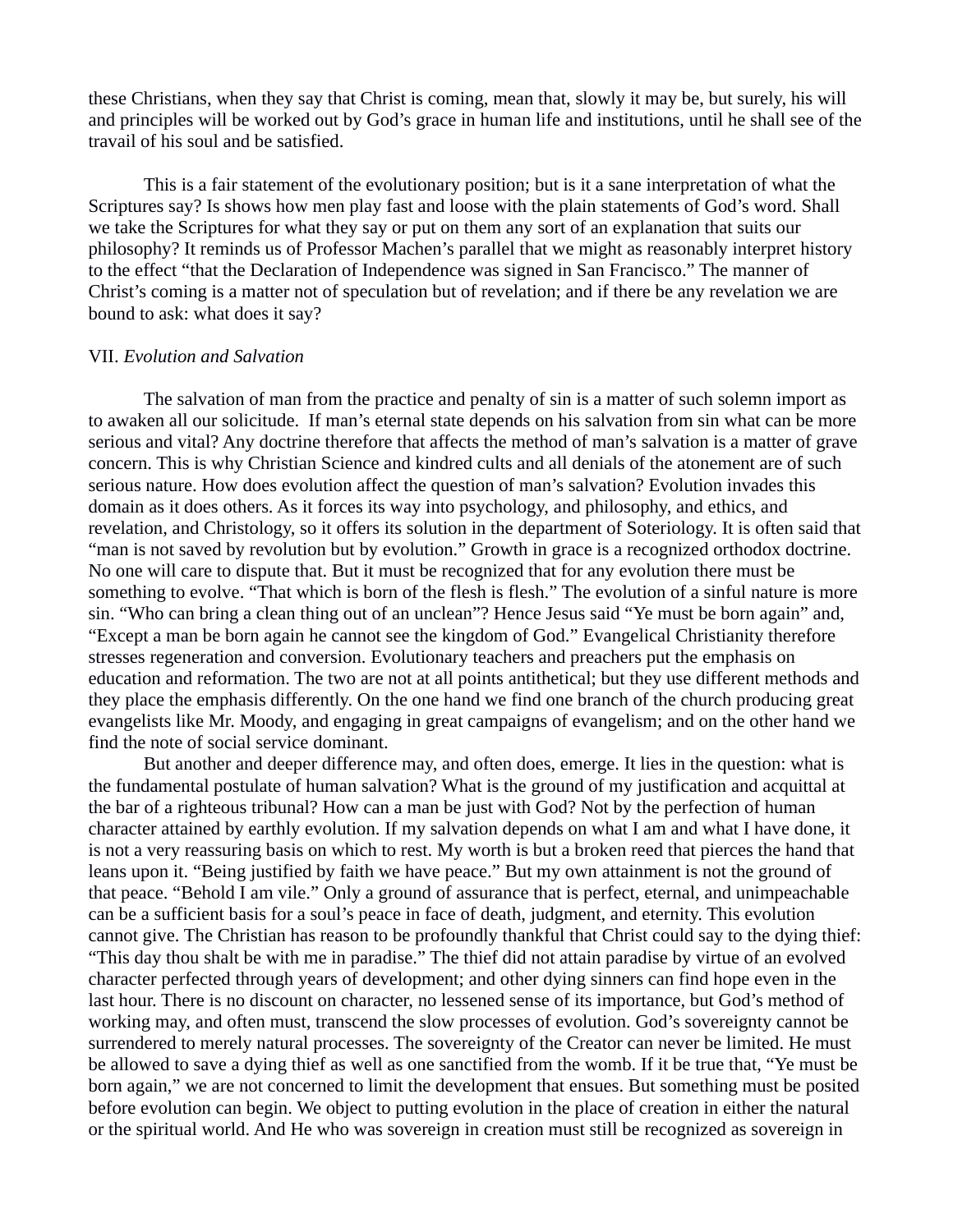these Christians, when they say that Christ is coming, mean that, slowly it may be, but surely, his will and principles will be worked out by God's grace in human life and institutions, until he shall see of the travail of his soul and be satisfied.

This is a fair statement of the evolutionary position; but is it a sane interpretation of what the Scriptures say? Is shows how men play fast and loose with the plain statements of God's word. Shall we take the Scriptures for what they say or put on them any sort of an explanation that suits our philosophy? It reminds us of Professor Machen's parallel that we might as reasonably interpret history to the effect "that the Declaration of Independence was signed in San Francisco." The manner of Christ's coming is a matter not of speculation but of revelation; and if there be any revelation we are bound to ask: what does it say?

VII. *Evolution and Salvation*

The salvation of man from the practice and penalty of sin is a matter of such solemn import as to awaken all our solicitude. If man's eternal state depends on his salvation from sin what can be more serious and vital? Any doctrine therefore that affects the method of man's salvation is a matter of grave concern. This is why Christian Science and kindred cults and all denials of the atonement are of such serious nature. How does evolution affect the question of man's salvation? Evolution invades this domain as it does others. As it forces its way into psychology, and philosophy, and ethics, and revelation, and Christology, so it offers its solution in the department of Soteriology. It is often said that "man is not saved by revolution but by evolution." Growth in grace is a recognized orthodox doctrine. No one will care to dispute that. But it must be recognized that for any evolution there must be something to evolve. "That which is born of the flesh is flesh." The evolution of a sinful nature is more sin. "Who can bring a clean thing out of an unclean"? Hence Jesus said "Ye must be born again" and, "Except a man be born again he cannot see the kingdom of God." Evangelical Christianity therefore stresses regeneration and conversion. Evolutionary teachers and preachers put the emphasis on education and reformation. The two are not at all points antithetical; but they use different methods and they place the emphasis differently. On the one hand we find one branch of the church producing great evangelists like Mr. Moody, and engaging in great campaigns of evangelism; and on the other hand we find the note of social service dominant.

But another and deeper difference may, and often does, emerge. It lies in the question: what is the fundamental postulate of human salvation? What is the ground of my justification and acquittal at the bar of a righteous tribunal? How can a man be just with God? Not by the perfection of human character attained by earthly evolution. If my salvation depends on what I am and what I have done, it is not a very reassuring basis on which to rest. My worth is but a broken reed that pierces the hand that leans upon it. "Being justified by faith we have peace." But my own attainment is not the ground of that peace. "Behold I am vile." Only a ground of assurance that is perfect, eternal, and unimpeachable can be a sufficient basis for a soul's peace in face of death, judgment, and eternity. This evolution cannot give. The Christian has reason to be profoundly thankful that Christ could say to the dying thief: "This day thou shalt be with me in paradise." The thief did not attain paradise by virtue of an evolved character perfected through years of development; and other dying sinners can find hope even in the last hour. There is no discount on character, no lessened sense of its importance, but God's method of working may, and often must, transcend the slow processes of evolution. God's sovereignty cannot be surrendered to merely natural processes. The sovereignty of the Creator can never be limited. He must be allowed to save a dying thief as well as one sanctified from the womb. If it be true that, "Ye must be born again," we are not concerned to limit the development that ensues. But something must be posited before evolution can begin. We object to putting evolution in the place of creation in either the natural or the spiritual world. And He who was sovereign in creation must still be recognized as sovereign in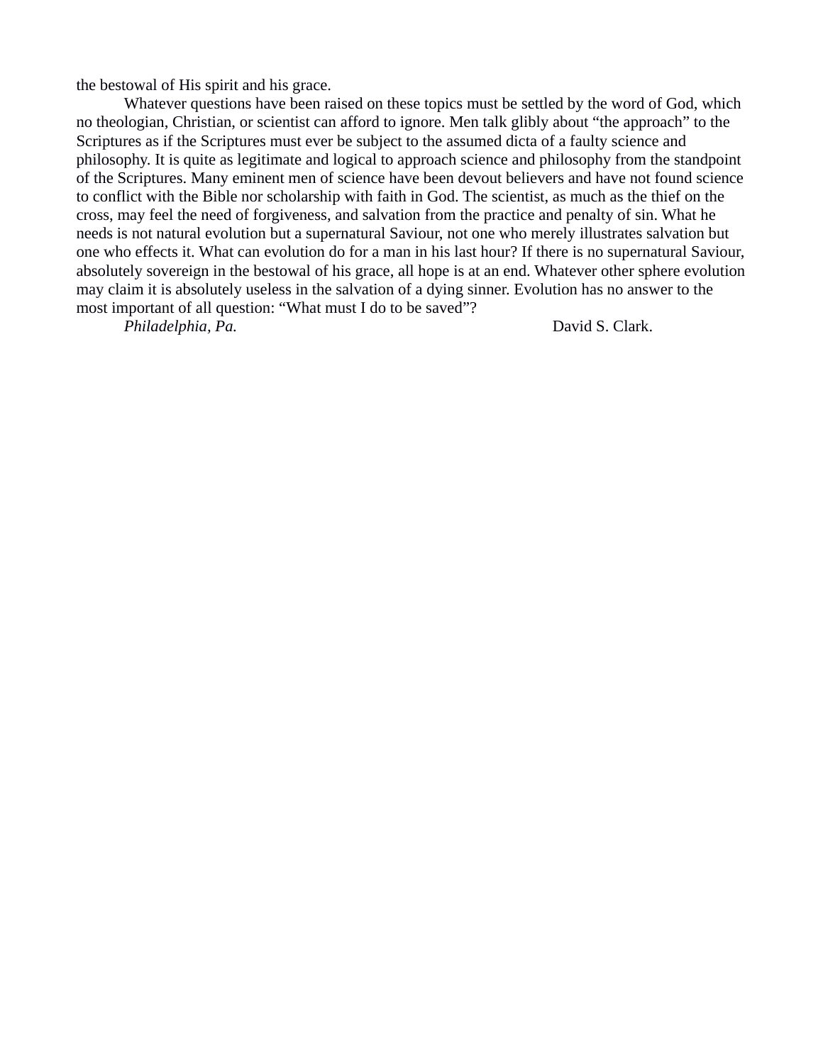the bestowal of His spirit and his grace.

Whatever questions have been raised on these topics must be settled by the word of God, which no theologian, Christian, or scientist can afford to ignore. Men talk glibly about “the approach” to the Scriptures as if the Scriptures must ever be subject to the assumed dicta of a faulty science and philosophy. It is quite as legitimate and logical to approach science and philosophy from the standpoint of the Scriptures. Many eminent men of science have been devout believers and have not found science to conflict with the Bible nor scholarship with faith in God. The scientist, as much as the thief on the cross, may feel the need of forgiveness, and salvation from the practice and penalty of sin. What he needs is not natural evolution but a supernatural Saviour, not one who merely illustrates salvation but one who effects it. What can evolution do for a man in his last hour? If there is no supernatural Saviour, absolutely sovereign in the bestowal of his grace, all hope is at an end. Whatever other sphere evolution may claim it is absolutely useless in the salvation of a dying sinner. Evolution has no answer to the most important of all question: “What must I do to be saved”?

*Philadelphia, Pa.* David S. Clark.